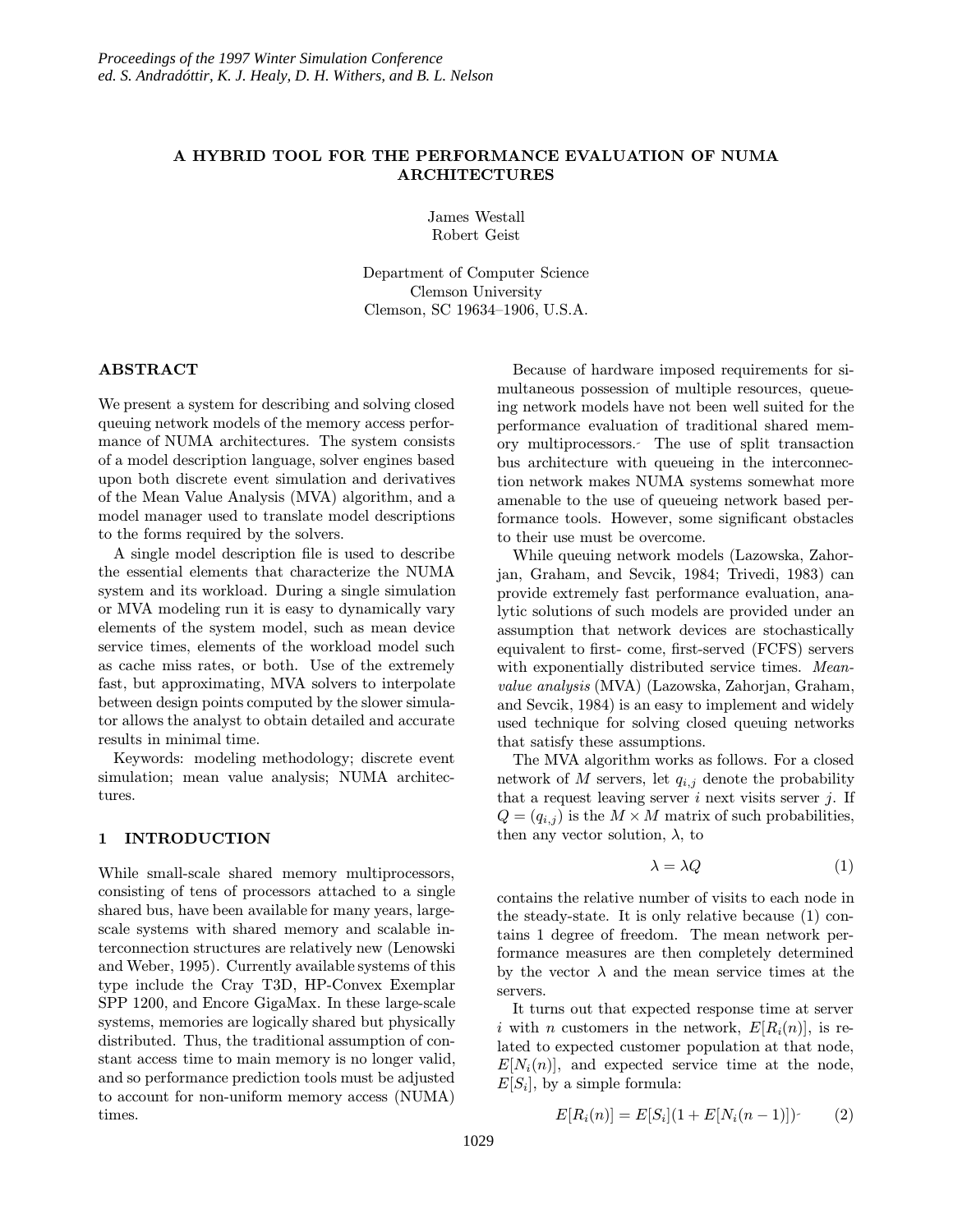# A HYBRID TOOL FOR THE PERFORMANCE EVALUATION OF NUMA ARCHITECTURES

James Westall
Robert Geist

Department of Computer Science
Clemson University
Clemson, SC 19634–1906, U.S.A.

## ABSTRACT

We present a system for describing and solving closed queuing network models of the memory access performance of NUMA architectures. The system consists of a model description language, solver engines based upon both discrete event simulation and derivatives of the Mean Value Analysis (MVA) algorithm, and a model manager used to translate model descriptions to the forms required by the solvers.

A single model description file is used to describe the essential elements that characterize the NUMA system and its workload. During a single simulation or MVA modeling run it is easy to dynamically vary elements of the system model, such as mean device service times, elements of the workload model such as cache miss rates, or both. Use of the extremely fast, but approximating, MVA solvers to interpolate between design points computed by the slower simulator allows the analyst to obtain detailed and accurate results in minimal time.

Keywords: modeling methodology; discrete event simulation; mean value analysis; NUMA architectures.

## 1 INTRODUCTION

While small-scale shared memory multiprocessors, consisting of tens of processors attached to a single shared bus, have been available for many years, large-scale systems with shared memory and scalable interconnection structures are relatively new (Lenowski and Weber, 1995). Currently available systems of this type include the Cray T3D, HP-Convex Exemplar SPP 1200, and Encore GigaMax. In these large-scale systems, memories are logically shared but physically distributed. Thus, the traditional assumption of constant access time to main memory is no longer valid, and so performance prediction tools must be adjusted to account for non-uniform memory access (NUMA) times.

Because of hardware imposed requirements for simultaneous possession of multiple resources, queueing network models have not been well suited for the performance evaluation of traditional shared memory multiprocessors. The use of split transaction bus architecture with queueing in the interconnection network makes NUMA systems somewhat more amenable to the use of queueing network based performance tools. However, some significant obstacles to their use must be overcome.

While queuing network models (Lazowska, Zahorjan, Graham, and Sevcik, 1984; Trivedi, 1983) can provide extremely fast performance evaluation, analytic solutions of such models are provided under an assumption that network devices are stochastically equivalent to first- come, first-served (FCFS) servers with exponentially distributed service times. *Mean-value analysis* (MVA) (Lazowska, Zahorjan, Graham, and Sevcik, 1984) is an easy to implement and widely used technique for solving closed queuing networks that satisfy these assumptions.

The MVA algorithm works as follows. For a closed network of $M$ servers, let $q_{i,j}$ denote the probability that a request leaving server $i$ next visits server $j$. If $Q = (q_{i,j})$ is the $M \times M$ matrix of such probabilities, then any vector solution, $\lambda$, to

$$\lambda = \lambda Q \tag{1}$$

contains the relative number of visits to each node in the steady-state. It is only relative because (1) contains 1 degree of freedom. The mean network performance measures are then completely determined by the vector $\lambda$ and the mean service times at the servers.

It turns out that expected response time at server $i$ with $n$ customers in the network, $E[R_i(n)]$, is related to expected customer population at that node, $E[N_i(n)]$, and expected service time at the node, $E[S_i]$, by a simple formula:

$$E[R_i(n)] = E[S_i](1 + E[N_i(n-1)]) \tag{2}$$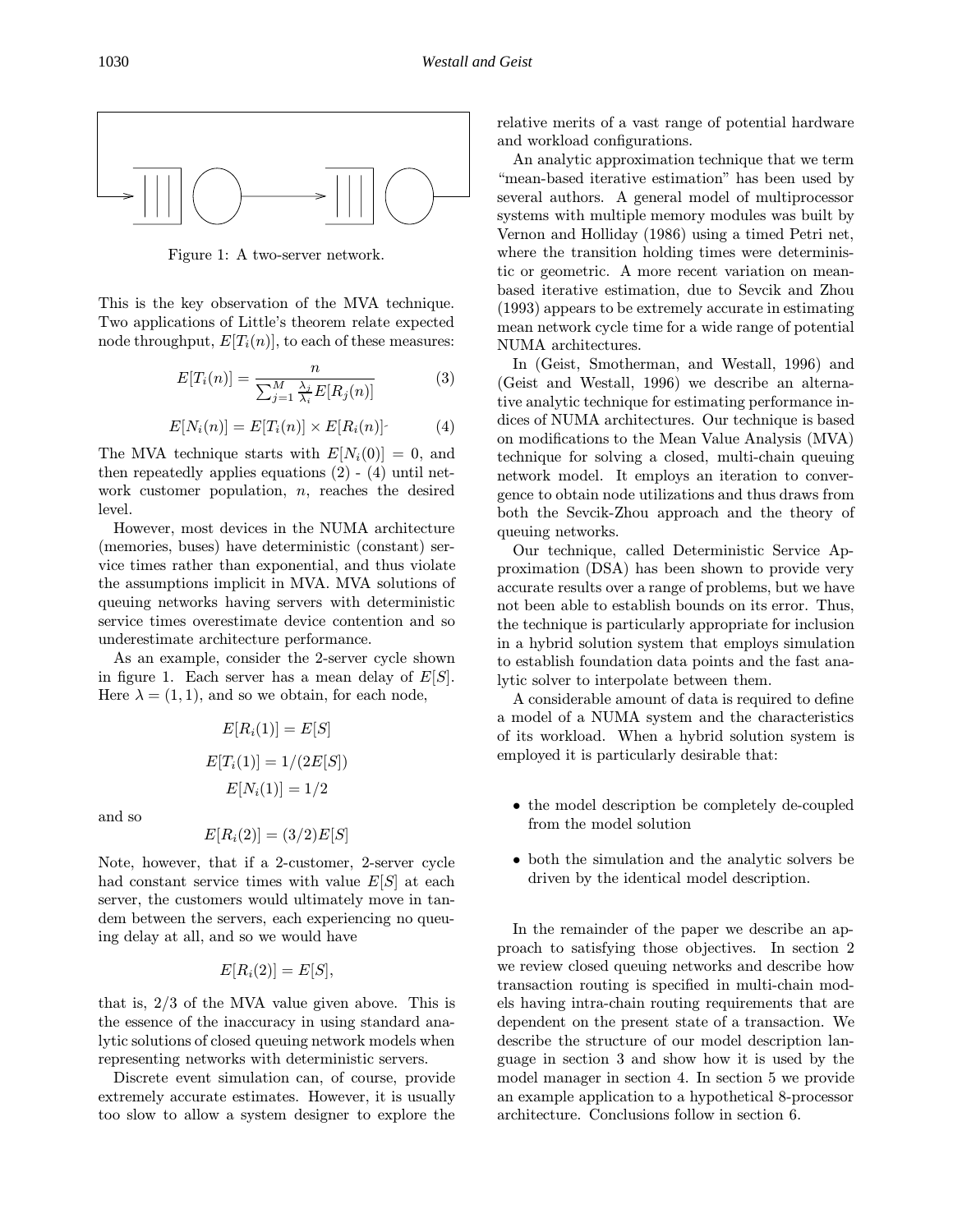Figure 1: A two-server network.

This is the key observation of the MVA technique. Two applications of Little's theorem relate expected node throughput, $E[T_i(n)]$, to each of these measures:

$$E[T_i(n)] = \frac{n}{\sum_{j=1}^{M} \frac{\lambda_j}{\lambda_i} E[R_j(n)]} \quad (3)$$

$$E[N_i(n)] = E[T_i(n)] \times E[R_i(n)] \quad (4)$$

The MVA technique starts with $E[N_i(0)] = 0$, and then repeatedly applies equations (2) - (4) until network customer population, $n$, reaches the desired level.

However, most devices in the NUMA architecture (memories, buses) have deterministic (constant) service times rather than exponential, and thus violate the assumptions implicit in MVA. MVA solutions of queuing networks having servers with deterministic service times overestimate device contention and so underestimate architecture performance.

As an example, consider the 2-server cycle shown in figure 1. Each server has a mean delay of $E[S]$. Here $\lambda = (1, 1)$, and so we obtain, for each node,

$$E[R_i(1)] = E[S]$$

$$E[T_i(1)] = 1/(2E[S])$$

$$E[N_i(1)] = 1/2$$

and so

$$E[R_i(2)] = (3/2)E[S]$$

Note, however, that if a 2-customer, 2-server cycle had constant service times with value $E[S]$ at each server, the customers would ultimately move in tandem between the servers, each experiencing no queuing delay at all, and so we would have

$$E[R_i(2)] = E[S],$$

that is, 2/3 of the MVA value given above. This is the essence of the inaccuracy in using standard analytic solutions of closed queuing network models when representing networks with deterministic servers.

Discrete event simulation can, of course, provide extremely accurate estimates. However, it is usually too slow to allow a system designer to explore the relative merits of a vast range of potential hardware and workload configurations.

An analytic approximation technique that we term "mean-based iterative estimation" has been used by several authors. A general model of multiprocessor systems with multiple memory modules was built by Vernon and Holliday (1986) using a timed Petri net, where the transition holding times were deterministic or geometric. A more recent variation on mean-based iterative estimation, due to Sevcik and Zhou (1993) appears to be extremely accurate in estimating mean network cycle time for a wide range of potential NUMA architectures.

In (Geist, Smotherman, and Westall, 1996) and (Geist and Westall, 1996) we describe an alternative analytic technique for estimating performance indices of NUMA architectures. Our technique is based on modifications to the Mean Value Analysis (MVA) technique for solving a closed, multi-chain queuing network model. It employs an iteration to convergence to obtain node utilizations and thus draws from both the Sevcik-Zhou approach and the theory of queuing networks.

Our technique, called Deterministic Service Approximation (DSA) has been shown to provide very accurate results over a range of problems, but we have not been able to establish bounds on its error. Thus, the technique is particularly appropriate for inclusion in a hybrid solution system that employs simulation to establish foundation data points and the fast analytic solver to interpolate between them.

A considerable amount of data is required to define a model of a NUMA system and the characteristics of its workload. When a hybrid solution system is employed it is particularly desirable that:

- the model description be completely de-coupled from the model solution
- both the simulation and the analytic solvers be driven by the identical model description.

In the remainder of the paper we describe an approach to satisfying those objectives. In section 2 we review closed queuing networks and describe how transaction routing is specified in multi-chain models having intra-chain routing requirements that are dependent on the present state of a transaction. We describe the structure of our model description language in section 3 and show how it is used by the model manager in section 4. In section 5 we provide an example application to a hypothetical 8-processor architecture. Conclusions follow in section 6.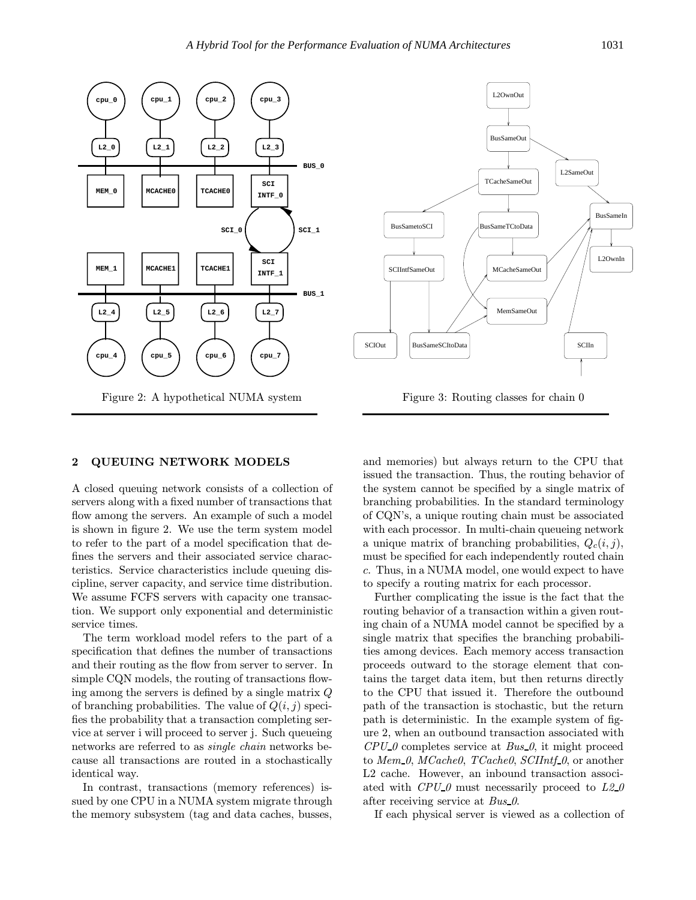cpu_0
cpu_1
cpu_2
cpu_3
L2_0
L2_1
L2_2
L2_3
BUS_0
MEM_0
MCACHE0
TCACHE0
SCI INTF_0
SCI_0
SCI_1
MEM_1
MCACHE1
TCACHE1
SCI INTF_1
BUS_1
L2_4
L2_5
L2_6
L2_7
cpu_4
cpu_5
cpu_6
cpu_7

Figure 2: A hypothetical NUMA system

L2OwnOut
BusSameOut
L2SameOut
TCacheSameOut
BusSameIn
BusSametoSCI
BusSameTCtoData
L2OwnIn
SCIIntfSameOut
MCacheSameOut
MemSameOut
SCIOut
BusSameSCItoData
SCIIn

Figure 3: Routing classes for chain 0

## 2 QUEUING NETWORK MODELS

A closed queuing network consists of a collection of servers along with a fixed number of transactions that flow among the servers. An example of such a model is shown in figure 2. We use the term system model to refer to the part of a model specification that defines the servers and their associated service characteristics. Service characteristics include queuing discipline, server capacity, and service time distribution. We assume FCFS servers with capacity one transaction. We support only exponential and deterministic service times.

The term workload model refers to the part of a specification that defines the number of transactions and their routing as the flow from server to server. In simple CQN models, the routing of transactions flowing among the servers is defined by a single matrix $Q$ of branching probabilities. The value of $Q(i, j)$ specifies the probability that a transaction completing service at server i will proceed to server j. Such queueing networks are referred to as *single chain* networks because all transactions are routed in a stochastically identical way.

In contrast, transactions (memory references) issued by one CPU in a NUMA system migrate through the memory subsystem (tag and data caches, busses, and memories) but always return to the CPU that issued the transaction. Thus, the routing behavior of the system cannot be specified by a single matrix of branching probabilities. In the standard terminology of CQN's, a unique routing chain must be associated with each processor. In multi-chain queueing network a unique matrix of branching probabilities, $Q_c(i, j)$, must be specified for each independently routed chain $c$. Thus, in a NUMA model, one would expect to have to specify a routing matrix for each processor.

Further complicating the issue is the fact that the routing behavior of a transaction within a given routing chain of a NUMA model cannot be specified by a single matrix that specifies the branching probabilities among devices. Each memory access transaction proceeds outward to the storage element that contains the target data item, but then returns directly to the CPU that issued it. Therefore the outbound path of the transaction is stochastic, but the return path is deterministic. In the example system of figure 2, when an outbound transaction associated with *CPU_0* completes service at *Bus_0*, it might proceed to *Mem_0*, *MCache0*, *TCache0*, *SCIIntf_0*, or another L2 cache. However, an inbound transaction associated with *CPU_0* must necessarily proceed to *L2_0* after receiving service at *Bus_0*.

If each physical server is viewed as a collection of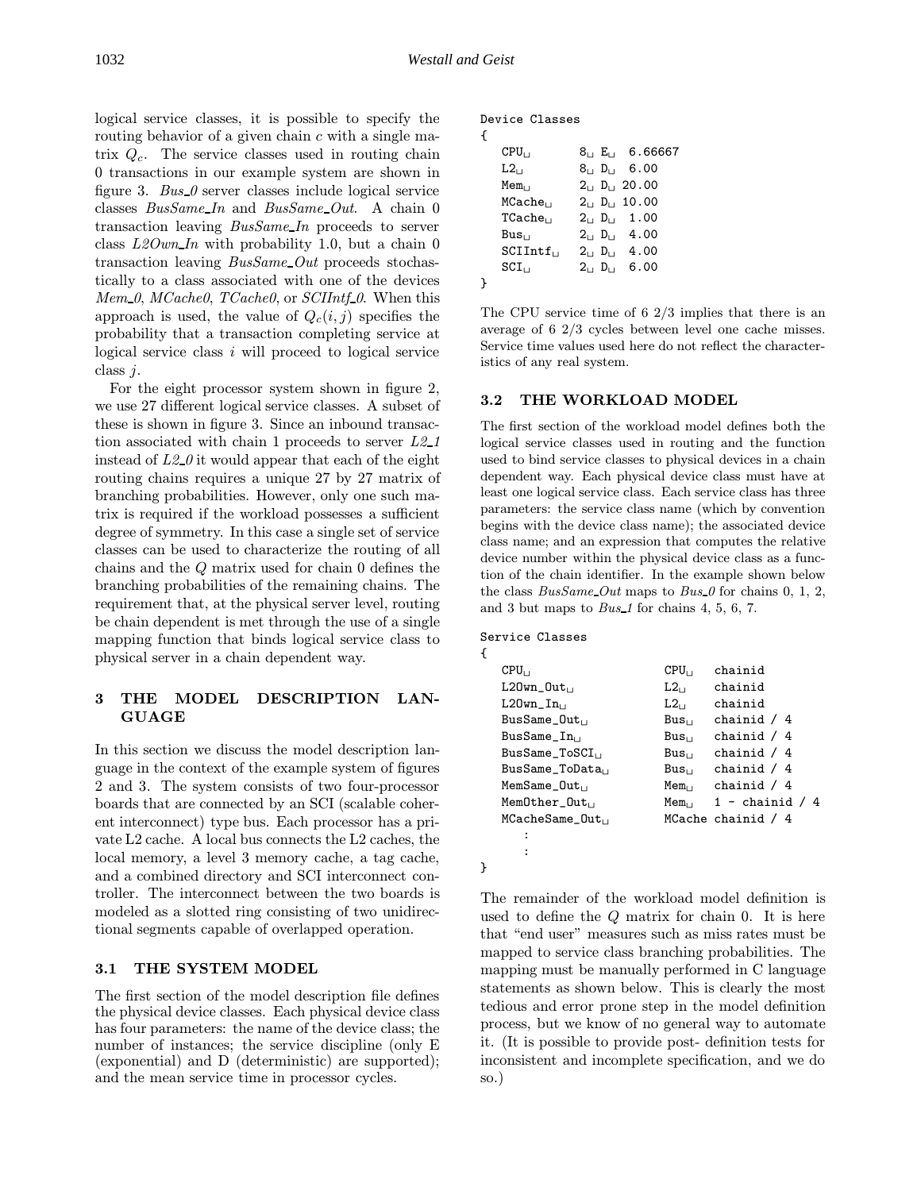logical service classes, it is possible to specify the routing behavior of a given chain $c$ with a single matrix $Q_c$. The service classes used in routing chain 0 transactions in our example system are shown in figure 3. *Bus_0* server classes include logical service classes *BusSame_In* and *BusSame_Out*. A chain 0 transaction leaving *BusSame_In* proceeds to server class *L2Own_In* with probability 1.0, but a chain 0 transaction leaving *BusSame_Out* proceeds stochastically to a class associated with one of the devices *Mem_0*, *MCache0*, *TCache0*, or *SCIIntf_0*. When this approach is used, the value of $Q_c(i, j)$ specifies the probability that a transaction completing service at logical service class $i$ will proceed to logical service class $j$.

For the eight processor system shown in figure 2, we use 27 different logical service classes. A subset of these is shown in figure 3. Since an inbound transaction associated with chain 1 proceeds to server *L2_1* instead of *L2_0* it would appear that each of the eight routing chains requires a unique 27 by 27 matrix of branching probabilities. However, only one such matrix is required if the workload possesses a sufficient degree of symmetry. In this case a single set of service classes can be used to characterize the routing of all chains and the $Q$ matrix used for chain 0 defines the branching probabilities of the remaining chains. The requirement that, at the physical server level, routing be chain dependent is met through the use of a single mapping function that binds logical service class to physical server in a chain dependent way.

## 3 THE MODEL DESCRIPTION LANGUAGE

In this section we discuss the model description language in the context of the example system of figures 2 and 3. The system consists of two four-processor boards that are connected by an SCI (scalable coherent interconnect) type bus. Each processor has a private L2 cache. A local bus connects the L2 caches, the local memory, a level 3 memory cache, a tag cache, and a combined directory and SCI interconnect controller. The interconnect between the two boards is modeled as a slotted ring consisting of two unidirectional segments capable of overlapped operation.

### 3.1 THE SYSTEM MODEL

The first section of the model description file defines the physical device classes. Each physical device class has four parameters: the name of the device class; the number of instances; the service discipline (only E (exponential) and D (deterministic) are supported); and the mean service time in processor cycles.

```
Device Classes
{
   CPU␣       8␣ E␣  6.66667
   L2␣        8␣ D␣  6.00
   Mem␣       2␣ D␣ 20.00
   MCache␣    2␣ D␣ 10.00
   TCache␣    2␣ D␣  1.00
   Bus␣       2␣ D␣  4.00
   SCIIntf␣   2␣ D␣  4.00
   SCI␣       2␣ D␣  6.00
}
```

The CPU service time of 6 2/3 implies that there is an average of 6 2/3 cycles between level one cache misses. Service time values used here do not reflect the characteristics of any real system.

### 3.2 THE WORKLOAD MODEL

The first section of the workload model defines both the logical service classes used in routing and the function used to bind service classes to physical devices in a chain dependent way. Each physical device class must have at least one logical service class. Each service class has three parameters: the service class name (which by convention begins with the device class name); the associated device class name; and an expression that computes the relative device number within the physical device class as a function of the chain identifier. In the example shown below the class *BusSame_Out* maps to *Bus_0* for chains 0, 1, 2, and 3 but maps to *Bus_1* for chains 4, 5, 6, 7.

```
Service Classes
{
   CPU␣               CPU␣   chainid
   L2Own_Out␣         L2␣    chainid
   L2Own_In␣          L2␣    chainid
   BusSame_Out␣       Bus␣   chainid / 4
   BusSame_In␣        Bus␣   chainid / 4
   BusSame_ToSCI␣     Bus␣   chainid / 4
   BusSame_ToData␣    Bus␣   chainid / 4
   MemSame_Out␣       Mem␣   chainid / 4
   MemOther_Out␣      Mem␣   1 - chainid / 4
   MCacheSame_Out␣    MCache chainid / 4
      :
      :
}
```

The remainder of the workload model definition is used to define the $Q$ matrix for chain 0. It is here that "end user" measures such as miss rates must be mapped to service class branching probabilities. The mapping must be manually performed in C language statements as shown below. This is clearly the most tedious and error prone step in the model definition process, but we know of no general way to automate it. (It is possible to provide post- definition tests for inconsistent and incomplete specification, and we do so.)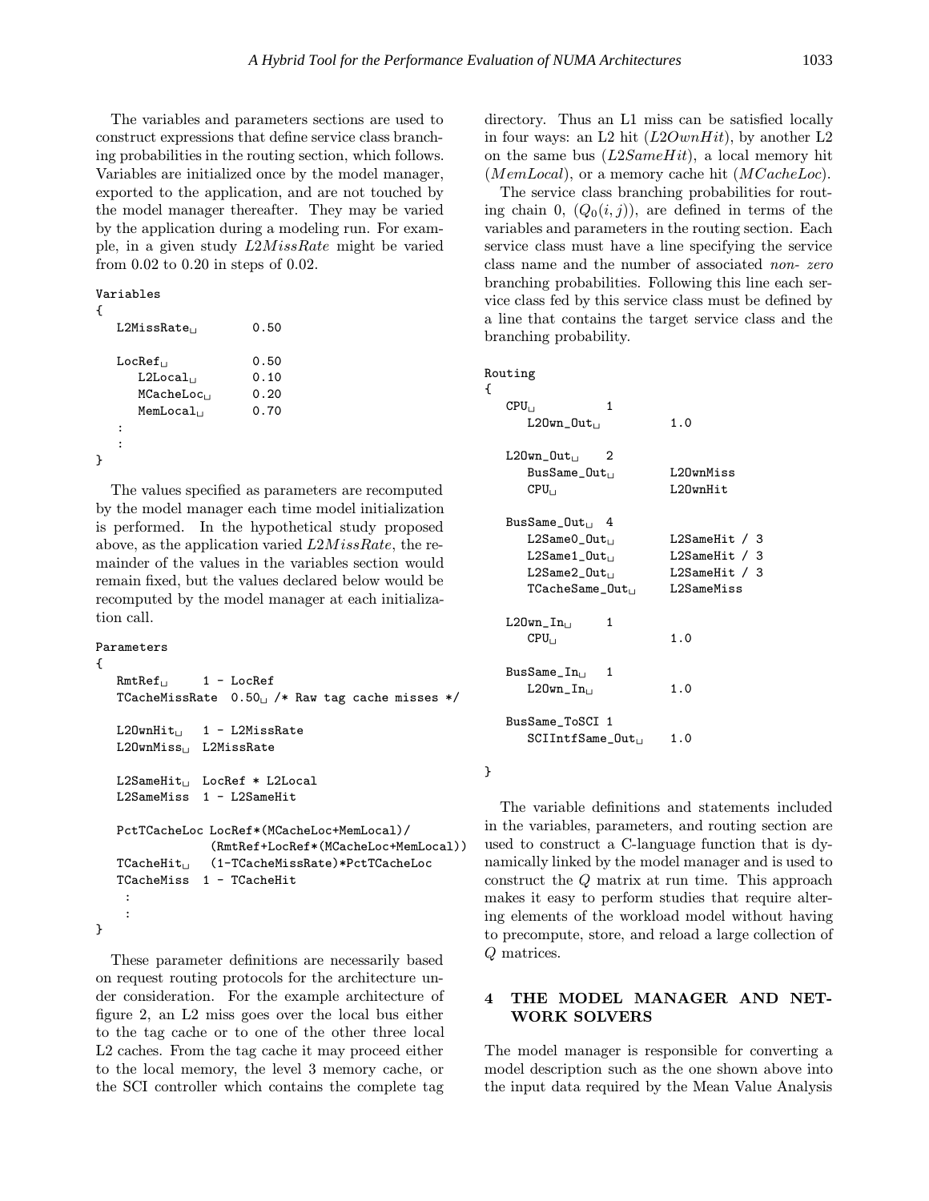The variables and parameters sections are used to construct expressions that define service class branching probabilities in the routing section, which follows. Variables are initialized once by the model manager, exported to the application, and are not touched by the model manager thereafter. They may be varied by the application during a modeling run. For example, in a given study *L2MissRate* might be varied from 0.02 to 0.20 in steps of 0.02.

```
Variables
{
   L2MissRate␣        0.50

   LocRef␣            0.50
      L2Local␣        0.10
      MCacheLoc␣      0.20
      MemLocal␣       0.70
   :
   :
}
```

The values specified as parameters are recomputed by the model manager each time model initialization is performed. In the hypothetical study proposed above, as the application varied *L2MissRate*, the remainder of the values in the variables section would remain fixed, but the values declared below would be recomputed by the model manager at each initialization call.

```
Parameters
{
   RmtRef␣     1 - LocRef
   TCacheMissRate  0.50␣ /* Raw tag cache misses */

   L2OwnHit␣   1 - L2MissRate
   L2OwnMiss␣  L2MissRate

   L2SameHit␣  LocRef * L2Local
   L2SameMiss  1 - L2SameHit

   PctTCacheLoc LocRef*(MCacheLoc+MemLocal)/
               (RmtRef+LocRef*(MCacheLoc+MemLocal))
   TCacheHit␣   (1-TCacheMissRate)*PctTCacheLoc
   TCacheMiss  1 - TCacheHit
    :
    :
}
```

These parameter definitions are necessarily based on request routing protocols for the architecture under consideration. For the example architecture of figure 2, an L2 miss goes over the local bus either to the tag cache or to one of the other three local L2 caches. From the tag cache it may proceed either to the local memory, the level 3 memory cache, or the SCI controller which contains the complete tag directory. Thus an L1 miss can be satisfied locally in four ways: an L2 hit (*L2OwnHit*), by another L2 on the same bus (*L2SameHit*), a local memory hit (*MemLocal*), or a memory cache hit (*MCacheLoc*).

The service class branching probabilities for routing chain 0, ($Q_0(i, j)$), are defined in terms of the variables and parameters in the routing section. Each service class must have a line specifying the service class name and the number of associated *non- zero* branching probabilities. Following this line each service class fed by this service class must be defined by a line that contains the target service class and the branching probability.

```
Routing
{
   CPU␣          1
      L2Own_Out␣          1.0

   L2Own_Out␣    2
      BusSame_Out␣        L2OwnMiss
      CPU␣                L2OwnHit

   BusSame_Out␣  4
      L2Same0_Out␣        L2SameHit / 3
      L2Same1_Out␣        L2SameHit / 3
      L2Same2_Out␣        L2SameHit / 3
      TCacheSame_Out␣     L2SameMiss

   L2Own_In␣     1
      CPU␣                1.0

   BusSame_In␣   1
      L2Own_In␣           1.0

   BusSame_ToSCI 1
      SCIIntfSame_Out␣    1.0

}
```

The variable definitions and statements included in the variables, parameters, and routing section are used to construct a C-language function that is dynamically linked by the model manager and is used to construct the $Q$ matrix at run time. This approach makes it easy to perform studies that require altering elements of the workload model without having to precompute, store, and reload a large collection of $Q$ matrices.

## 4 THE MODEL MANAGER AND NETWORK SOLVERS

The model manager is responsible for converting a model description such as the one shown above into the input data required by the Mean Value Analysis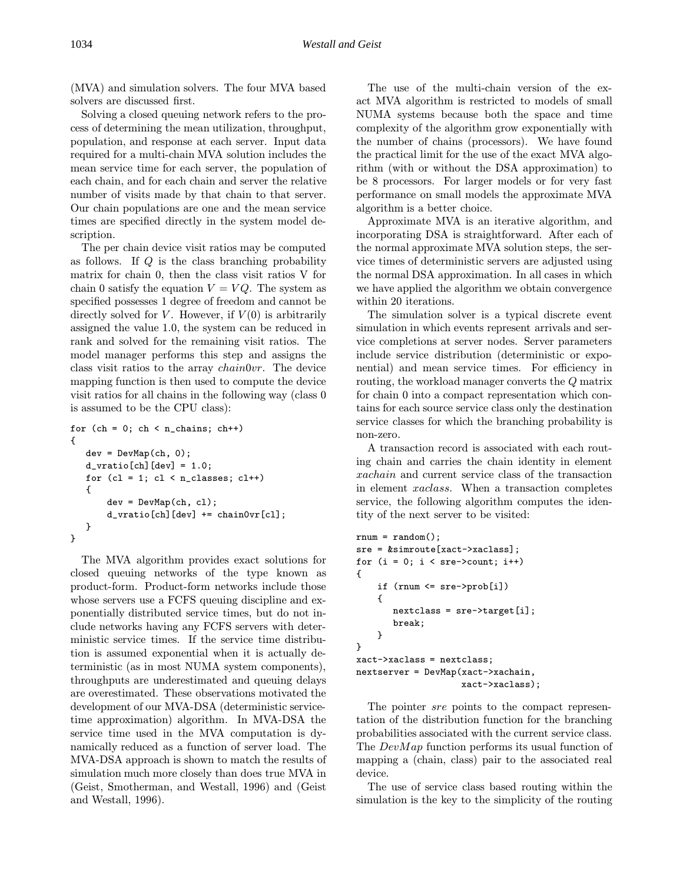(MVA) and simulation solvers. The four MVA based solvers are discussed first.

Solving a closed queuing network refers to the process of determining the mean utilization, throughput, population, and response at each server. Input data required for a multi-chain MVA solution includes the mean service time for each server, the population of each chain, and for each chain and server the relative number of visits made by that chain to that server. Our chain populations are one and the mean service times are specified directly in the system model description.

The per chain device visit ratios may be computed as follows. If $Q$ is the class branching probability matrix for chain 0, then the class visit ratios V for chain 0 satisfy the equation $V = VQ$. The system as specified possesses 1 degree of freedom and cannot be directly solved for $V$. However, if $V(0)$ is arbitrarily assigned the value 1.0, the system can be reduced in rank and solved for the remaining visit ratios. The model manager performs this step and assigns the class visit ratios to the array *chain0vr*. The device mapping function is then used to compute the device visit ratios for all chains in the following way (class 0 is assumed to be the CPU class):

```
for (ch = 0; ch < n_chains; ch++)
{
   dev = DevMap(ch, 0);
   d_vratio[ch][dev] = 1.0;
   for (cl = 1; cl < n_classes; cl++)
   {
        dev = DevMap(ch, cl);
        d_vratio[ch][dev] += chain0vr[cl];
   }
}
```

The MVA algorithm provides exact solutions for closed queuing networks of the type known as product-form. Product-form networks include those whose servers use a FCFS queuing discipline and exponentially distributed service times, but do not include networks having any FCFS servers with deterministic service times. If the service time distribution is assumed exponential when it is actually deterministic (as in most NUMA system components), throughputs are underestimated and queuing delays are overestimated. These observations motivated the development of our MVA-DSA (deterministic service-time approximation) algorithm. In MVA-DSA the service time used in the MVA computation is dynamically reduced as a function of server load. The MVA-DSA approach is shown to match the results of simulation much more closely than does true MVA in (Geist, Smotherman, and Westall, 1996) and (Geist and Westall, 1996).

The use of the multi-chain version of the exact MVA algorithm is restricted to models of small NUMA systems because both the space and time complexity of the algorithm grow exponentially with the number of chains (processors). We have found the practical limit for the use of the exact MVA algorithm (with or without the DSA approximation) to be 8 processors. For larger models or for very fast performance on small models the approximate MVA algorithm is a better choice.

Approximate MVA is an iterative algorithm, and incorporating DSA is straightforward. After each of the normal approximate MVA solution steps, the service times of deterministic servers are adjusted using the normal DSA approximation. In all cases in which we have applied the algorithm we obtain convergence within 20 iterations.

The simulation solver is a typical discrete event simulation in which events represent arrivals and service completions at server nodes. Server parameters include service distribution (deterministic or exponential) and mean service times. For efficiency in routing, the workload manager converts the $Q$ matrix for chain 0 into a compact representation which contains for each source service class only the destination service classes for which the branching probability is non-zero.

A transaction record is associated with each routing chain and carries the chain identity in element *xachain* and current service class of the transaction in element *xaclass*. When a transaction completes service, the following algorithm computes the identity of the next server to be visited:

```
rnum = random();
sre = &simroute[xact->xaclass];
for (i = 0; i < sre->count; i++)
{
    if (rnum <= sre->prob[i])
    {
       nextclass = sre->target[i];
       break;
    }
}
xact->xaclass = nextclass;
nextserver = DevMap(xact->xachain,
                    xact->xaclass);
```

The pointer *sre* points to the compact representation of the distribution function for the branching probabilities associated with the current service class. The *DevMap* function performs its usual function of mapping a (chain, class) pair to the associated real device.

The use of service class based routing within the simulation is the key to the simplicity of the routing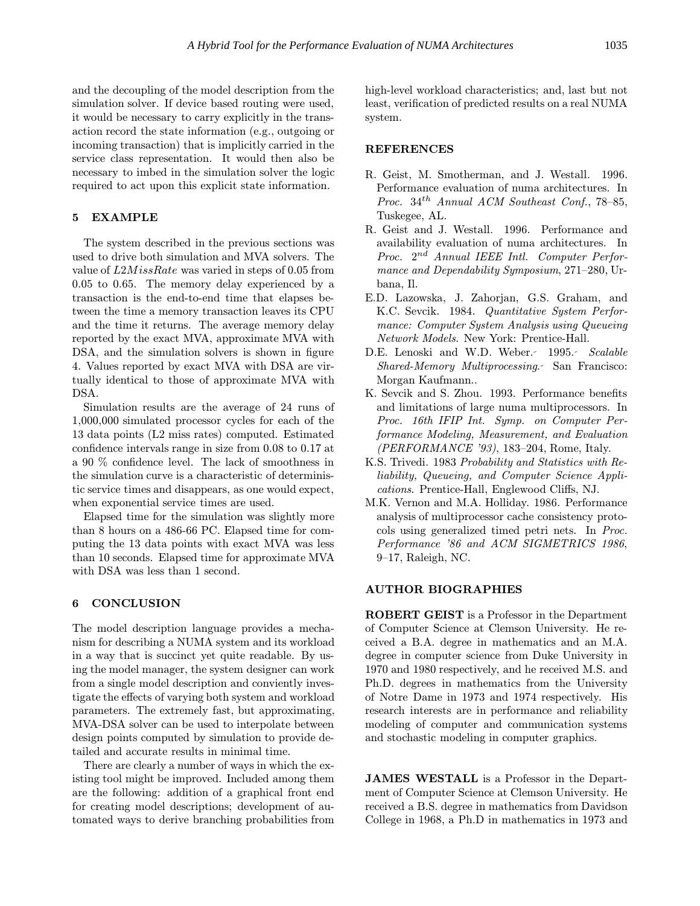and the decoupling of the model description from the simulation solver. If device based routing were used, it would be necessary to carry explicitly in the transaction record the state information (e.g., outgoing or incoming transaction) that is implicitly carried in the service class representation. It would then also be necessary to imbed in the simulation solver the logic required to act upon this explicit state information.

## 5 EXAMPLE

The system described in the previous sections was used to drive both simulation and MVA solvers. The value of $L2MissRate$ was varied in steps of 0.05 from 0.05 to 0.65. The memory delay experienced by a transaction is the end-to-end time that elapses between the time a memory transaction leaves its CPU and the time it returns. The average memory delay reported by the exact MVA, approximate MVA with DSA, and the simulation solvers is shown in figure 4. Values reported by exact MVA with DSA are virtually identical to those of approximate MVA with DSA.

Simulation results are the average of 24 runs of 1,000,000 simulated processor cycles for each of the 13 data points (L2 miss rates) computed. Estimated confidence intervals range in size from 0.08 to 0.17 at a 90 % confidence level. The lack of smoothness in the simulation curve is a characteristic of deterministic service times and disappears, as one would expect, when exponential service times are used.

Elapsed time for the simulation was slightly more than 8 hours on a 486-66 PC. Elapsed time for computing the 13 data points with exact MVA was less than 10 seconds. Elapsed time for approximate MVA with DSA was less than 1 second.

## 6 CONCLUSION

The model description language provides a mechanism for describing a NUMA system and its workload in a way that is succinct yet quite readable. By using the model manager, the system designer can work from a single model description and conviently investigate the effects of varying both system and workload parameters. The extremely fast, but approximating, MVA-DSA solver can be used to interpolate between design points computed by simulation to provide detailed and accurate results in minimal time.

There are clearly a number of ways in which the existing tool might be improved. Included among them are the following: addition of a graphical front end for creating model descriptions; development of automated ways to derive branching probabilities from high-level workload characteristics; and, last but not least, verification of predicted results on a real NUMA system.

## REFERENCES

R. Geist, M. Smotherman, and J. Westall. 1996. Performance evaluation of numa architectures. In *Proc. $34^{th}$ Annual ACM Southeast Conf.*, 78–85, Tuskegee, AL.

R. Geist and J. Westall. 1996. Performance and availability evaluation of numa architectures. In *Proc. $2^{nd}$ Annual IEEE Intl. Computer Performance and Dependability Symposium*, 271–280, Urbana, Il.

E.D. Lazowska, J. Zahorjan, G.S. Graham, and K.C. Sevcik. 1984. *Quantitative System Performance: Computer System Analysis using Queueing Network Models*. New York: Prentice-Hall.

D.E. Lenoski and W.D. Weber. 1995. *Scalable Shared-Memory Multiprocessing*. San Francisco: Morgan Kaufmann..

K. Sevcik and S. Zhou. 1993. Performance benefits and limitations of large numa multiprocessors. In *Proc. 16th IFIP Int. Symp. on Computer Performance Modeling, Measurement, and Evaluation (PERFORMANCE '93)*, 183–204, Rome, Italy.

K.S. Trivedi. 1983 *Probability and Statistics with Reliability, Queueing, and Computer Science Applications*. Prentice-Hall, Englewood Cliffs, NJ.

M.K. Vernon and M.A. Holliday. 1986. Performance analysis of multiprocessor cache consistency protocols using generalized timed petri nets. In *Proc. Performance '86 and ACM SIGMETRICS 1986*, 9–17, Raleigh, NC.

## AUTHOR BIOGRAPHIES

**ROBERT GEIST** is a Professor in the Department of Computer Science at Clemson University. He received a B.A. degree in mathematics and an M.A. degree in computer science from Duke University in 1970 and 1980 respectively, and he received M.S. and Ph.D. degrees in mathematics from the University of Notre Dame in 1973 and 1974 respectively. His research interests are in performance and reliability modeling of computer and communication systems and stochastic modeling in computer graphics.

**JAMES WESTALL** is a Professor in the Department of Computer Science at Clemson University. He received a B.S. degree in mathematics from Davidson College in 1968, a Ph.D in mathematics in 1973 and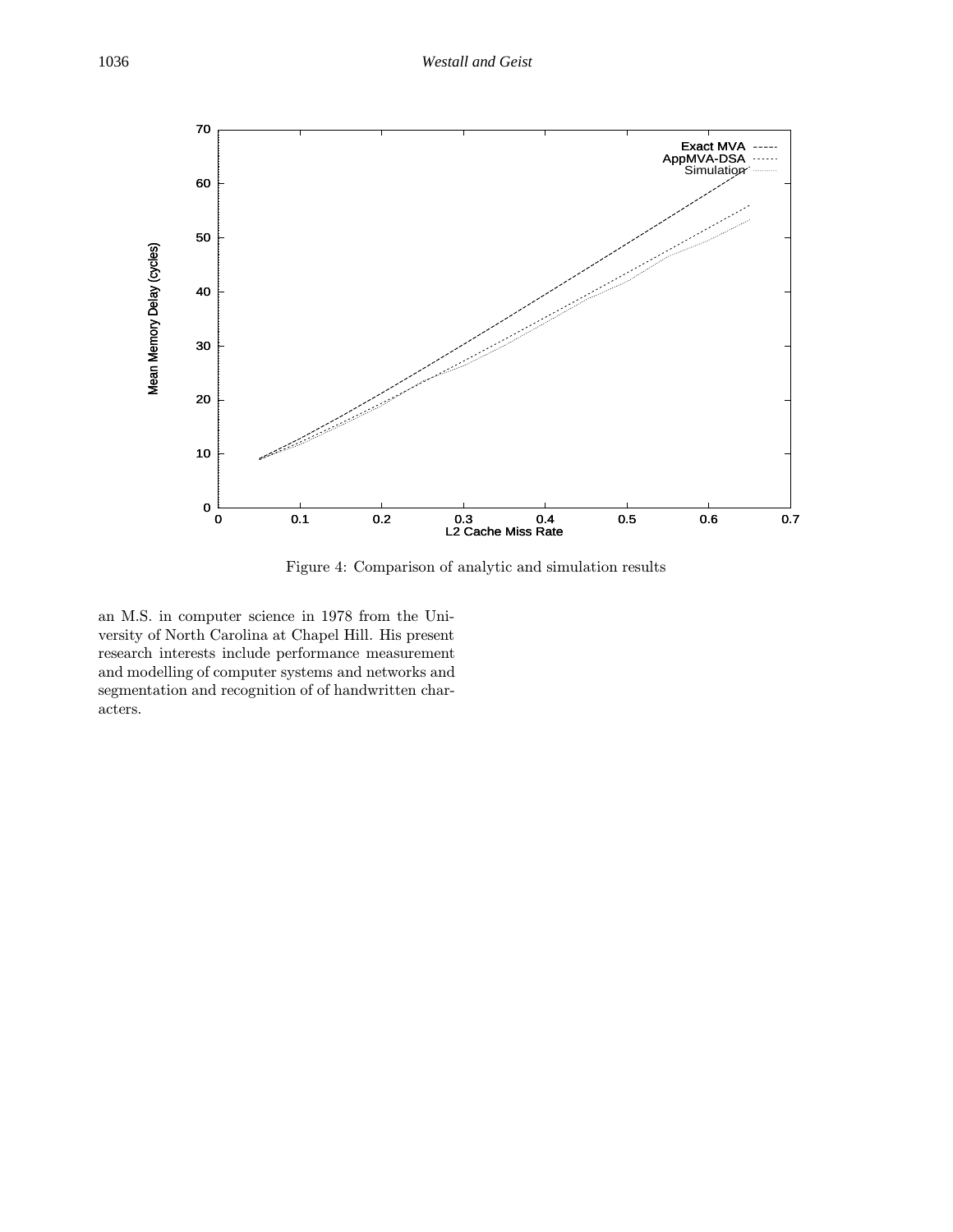70
60
50
40
30
20
10
0

Mean Memory Delay (cycles)

Exact MVA
AppMVA-DSA
Simulation

0
0.1
0.2
0.3
0.4
0.5
0.6
0.7

L2 Cache Miss Rate

Figure 4: Comparison of analytic and simulation results

an M.S. in computer science in 1978 from the University of North Carolina at Chapel Hill. His present research interests include performance measurement and modelling of computer systems and networks and segmentation and recognition of of handwritten characters.